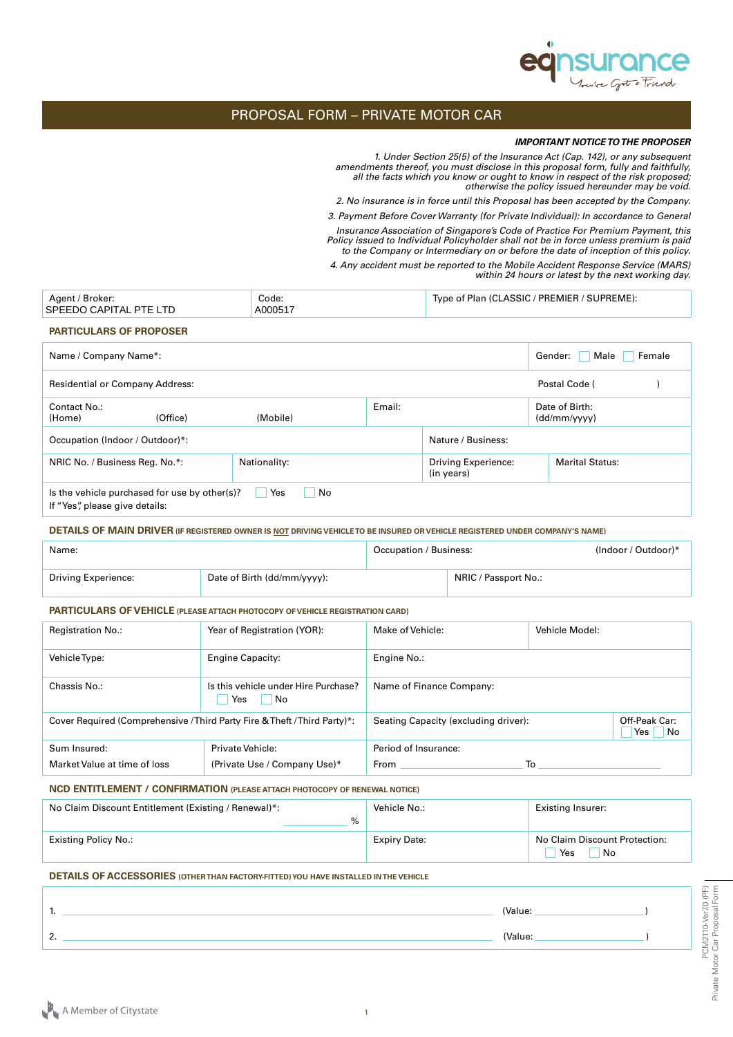# PROPOSAL FORM – PRIVATE MOTOR CAR

***IMPORTANT NOTICE TO THE PROPOSER***

*1. Under Section 25(5) of the Insurance Act (Cap. 142), or any subsequent amendments thereof, you must disclose in this proposal form, fully and faithfully, all the facts which you know or ought to know in respect of the risk proposed; otherwise the policy issued hereunder may be void.*

*2. No insurance is in force until this Proposal has been accepted by the Company.*

*3. Payment Before Cover Warranty (for Private Individual): In accordance to General Insurance Association of Singapore's Code of Practice For Premium Payment, this Policy issued to Individual Policyholder shall not be in force unless premium is paid to the Company or Intermediary on or before the date of inception of this policy.*

*4. Any accident must be reported to the Mobile Accident Response Service (MARS) within 24 hours or latest by the next working day.*

| Agent / Broker: SPEEDO CAPITAL PTE LTD | Code: A000517 | Type of Plan (CLASSIC / PREMIER / SUPREME): |
|---|---|---|

## PARTICULARS OF PROPOSER

| | | | |
|---|---|---|---|
| Name / Company Name*: | | | Gender: ☐ Male ☐ Female |
| Residential or Company Address: | | | Postal Code ( ) |
| Contact No.: (Home) (Office) (Mobile) | Email: | | Date of Birth: (dd/mm/yyyy) |
| Occupation (Indoor / Outdoor)*: | | Nature / Business: | |
| NRIC No. / Business Reg. No.*: | Nationality: | Driving Experience: (in years) | Marital Status: |
| Is the vehicle purchased for use by other(s)? ☐ Yes ☐ No<br>If "Yes", please give details: | | | |

## DETAILS OF MAIN DRIVER (IF REGISTERED OWNER IS NOT DRIVING VEHICLE TO BE INSURED OR VEHICLE REGISTERED UNDER COMPANY'S NAME)

| | | | |
|---|---|---|---|
| Name: | | Occupation / Business: (Indoor / Outdoor)* | |
| Driving Experience: | Date of Birth (dd/mm/yyyy): | | NRIC / Passport No.: |

## PARTICULARS OF VEHICLE (PLEASE ATTACH PHOTOCOPY OF VEHICLE REGISTRATION CARD)

| | | | | |
|---|---|---|---|---|
| Registration No.: | Year of Registration (YOR): | Make of Vehicle: | Vehicle Model: | |
| Vehicle Type: | Engine Capacity: | Engine No.: | | |
| Chassis No.: | Is this vehicle under Hire Purchase? ☐ Yes ☐ No | Name of Finance Company: | | |
| Cover Required (Comprehensive /Third Party Fire & Theft /Third Party)*: | | Seating Capacity (excluding driver): | | Off-Peak Car: ☐ Yes ☐ No |
| Sum Insured:<br>Market Value at time of loss | Private Vehicle:<br>(Private Use / Company Use)* | Period of Insurance:<br>From \_\_\_\_\_\_\_\_\_\_ To \_\_\_\_\_\_\_\_\_\_ | | |

## NCD ENTITLEMENT / CONFIRMATION (PLEASE ATTACH PHOTOCOPY OF RENEWAL NOTICE)

| | | |
|---|---|---|
| No Claim Discount Entitlement (Existing / Renewal)*: \_\_\_\_\_\_ % | Vehicle No.: | Existing Insurer: |
| Existing Policy No.: | Expiry Date: | No Claim Discount Protection: ☐ Yes ☐ No |

## DETAILS OF ACCESSORIES (OTHER THAN FACTORY-FITTED) YOU HAVE INSTALLED IN THE VEHICLE

1. \_\_\_\_\_\_\_\_\_\_\_\_\_\_\_\_\_\_\_\_\_\_\_\_\_\_\_\_\_\_ (Value: \_\_\_\_\_\_\_\_\_\_\_\_ )

2. \_\_\_\_\_\_\_\_\_\_\_\_\_\_\_\_\_\_\_\_\_\_\_\_\_\_\_\_\_\_ (Value: \_\_\_\_\_\_\_\_\_\_\_\_ )

PCM2110-Ver70 (PF)
Private Motor Car Proposal Form

A Member of Citystate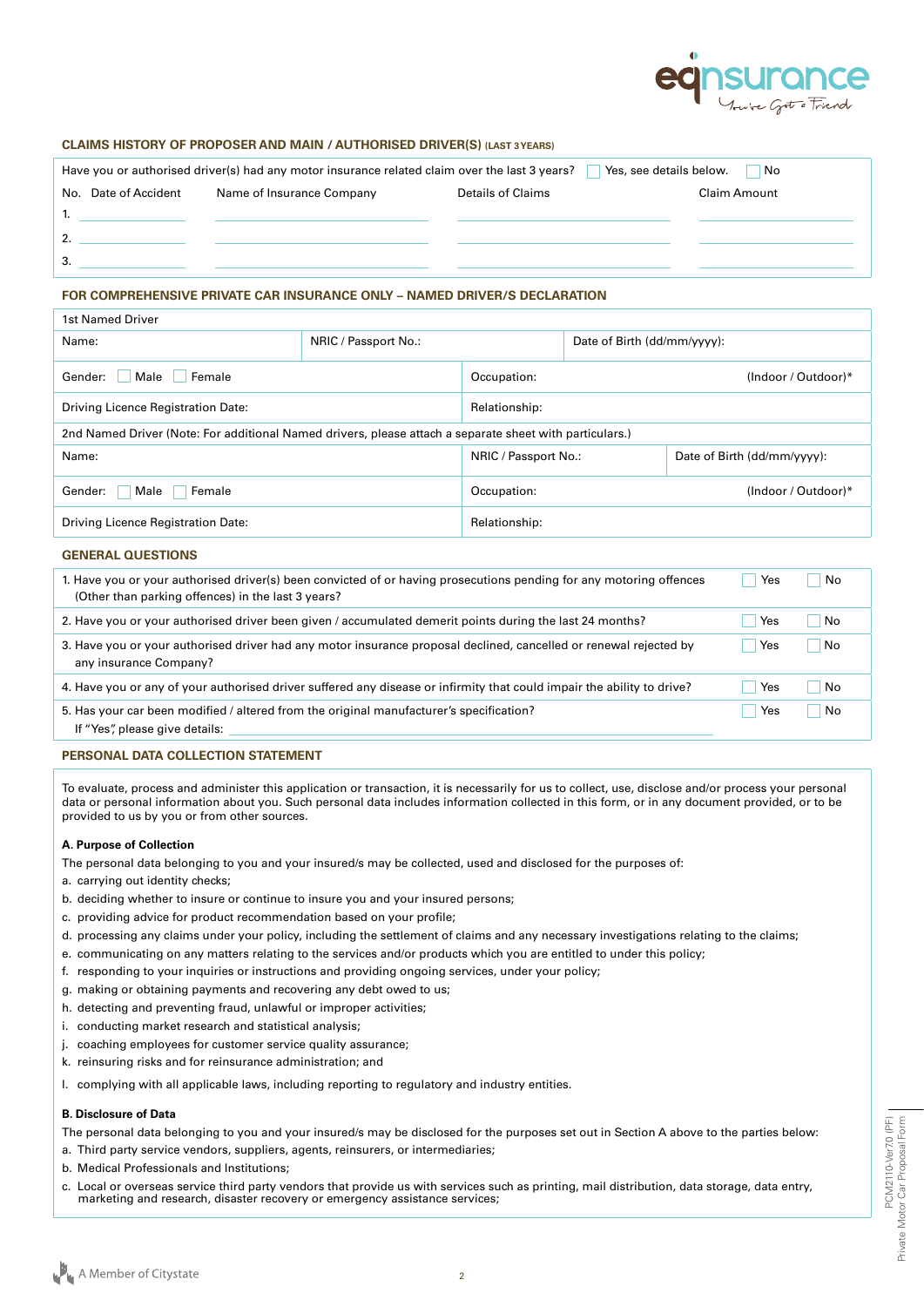## CLAIMS HISTORY OF PROPOSER AND MAIN / AUTHORISED DRIVER(S) (LAST 3 YEARS)

Have you or authorised driver(s) had any motor insurance related claim over the last 3 years? ☐ Yes, see details below. ☐ No

| No. | Date of Accident | Name of Insurance Company | Details of Claims | Claim Amount |
|---|---|---|---|---|
| 1. | | | | |
| 2. | | | | |
| 3. | | | | |

## FOR COMPREHENSIVE PRIVATE CAR INSURANCE ONLY – NAMED DRIVER/S DECLARATION

1st Named Driver

| Name: | NRIC / Passport No.: | Date of Birth (dd/mm/yyyy): |
|---|---|---|
| Gender: ☐ Male ☐ Female | Occupation: (Indoor / Outdoor)* | |
| Driving Licence Registration Date: | Relationship: | |

2nd Named Driver (Note: For additional Named drivers, please attach a separate sheet with particulars.)

| Name: | NRIC / Passport No.: | Date of Birth (dd/mm/yyyy): |
|---|---|---|
| Gender: ☐ Male ☐ Female | Occupation: (Indoor / Outdoor)* | |
| Driving Licence Registration Date: | Relationship: | |

## GENERAL QUESTIONS

| Question | Yes | No |
|---|---|---|
| 1. Have you or your authorised driver(s) been convicted of or having prosecutions pending for any motoring offences (Other than parking offences) in the last 3 years? | ☐ Yes | ☐ No |
| 2. Have you or your authorised driver been given / accumulated demerit points during the last 24 months? | ☐ Yes | ☐ No |
| 3. Have you or your authorised driver had any motor insurance proposal declined, cancelled or renewal rejected by any insurance Company? | ☐ Yes | ☐ No |
| 4. Have you or any of your authorised driver suffered any disease or infirmity that could impair the ability to drive? | ☐ Yes | ☐ No |
| 5. Has your car been modified / altered from the original manufacturer's specification? If "Yes", please give details: | ☐ Yes | ☐ No |

## PERSONAL DATA COLLECTION STATEMENT

To evaluate, process and administer this application or transaction, it is necessarily for us to collect, use, disclose and/or process your personal data or personal information about you. Such personal data includes information collected in this form, or in any document provided, or to be provided to us by you or from other sources.

**A. Purpose of Collection**

The personal data belonging to you and your insured/s may be collected, used and disclosed for the purposes of:

a. carrying out identity checks;
b. deciding whether to insure or continue to insure you and your insured persons;
c. providing advice for product recommendation based on your profile;
d. processing any claims under your policy, including the settlement of claims and any necessary investigations relating to the claims;
e. communicating on any matters relating to the services and/or products which you are entitled to under this policy;
f. responding to your inquiries or instructions and providing ongoing services, under your policy;
g. making or obtaining payments and recovering any debt owed to us;
h. detecting and preventing fraud, unlawful or improper activities;
i. conducting market research and statistical analysis;
j. coaching employees for customer service quality assurance;
k. reinsuring risks and for reinsurance administration; and
l. complying with all applicable laws, including reporting to regulatory and industry entities.

**B. Disclosure of Data**

The personal data belonging to you and your insured/s may be disclosed for the purposes set out in Section A above to the parties below:

a. Third party service vendors, suppliers, agents, reinsurers, or intermediaries;
b. Medical Professionals and Institutions;
c. Local or overseas service third party vendors that provide us with services such as printing, mail distribution, data storage, data entry, marketing and research, disaster recovery or emergency assistance services;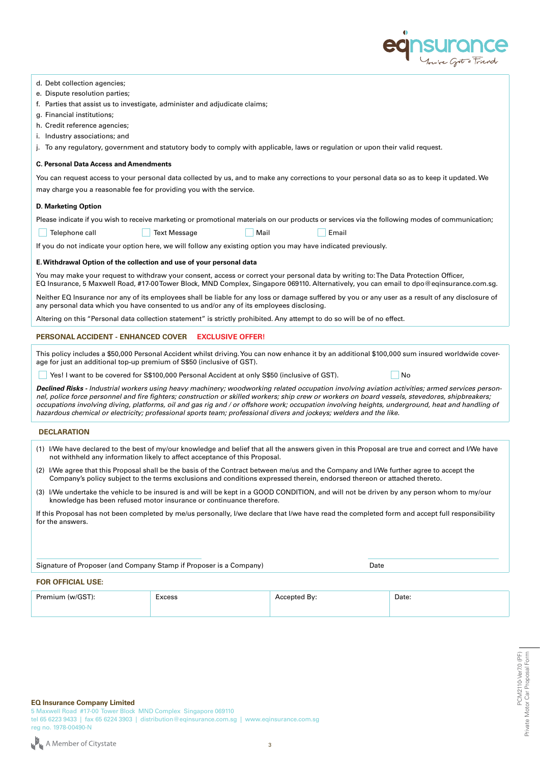d. Debt collection agencies;
e. Dispute resolution parties;
f. Parties that assist us to investigate, administer and adjudicate claims;
g. Financial institutions;
h. Credit reference agencies;
i. Industry associations; and
j. To any regulatory, government and statutory body to comply with applicable, laws or regulation or upon their valid request.

**C. Personal Data Access and Amendments**

You can request access to your personal data collected by us, and to make any corrections to your personal data so as to keep it updated. We may charge you a reasonable fee for providing you with the service.

**D. Marketing Option**

Please indicate if you wish to receive marketing or promotional materials on our products or services via the following modes of communication;

☐ Telephone call ☐ Text Message ☐ Mail ☐ Email

If you do not indicate your option here, we will follow any existing option you may have indicated previously.

**E. Withdrawal Option of the collection and use of your personal data**

You may make your request to withdraw your consent, access or correct your personal data by writing to: The Data Protection Officer, EQ Insurance, 5 Maxwell Road, #17-00 Tower Block, MND Complex, Singapore 069110. Alternatively, you can email to dpo@eqinsurance.com.sg.

Neither EQ Insurance nor any of its employees shall be liable for any loss or damage suffered by you or any user as a result of any disclosure of any personal data which you have consented to us and/or any of its employees disclosing.

Altering on this "Personal data collection statement" is strictly prohibited. Any attempt to do so will be of no effect.

## PERSONAL ACCIDENT - ENHANCED COVER EXCLUSIVE OFFER!

This policy includes a $50,000 Personal Accident whilst driving. You can now enhance it by an additional $100,000 sum insured worldwide coverage for just an additional top-up premium of S$50 (inclusive of GST).

☐ Yes! I want to be covered for S$100,000 Personal Accident at only S$50 (inclusive of GST). ☐ No

***Declined Risks** - Industrial workers using heavy machinery; woodworking related occupation involving aviation activities; armed services personnel, police force personnel and fire fighters; construction or skilled workers; ship crew or workers on board vessels, stevedores, shipbreakers; occupations involving diving, platforms, oil and gas rig and / or offshore work; occupation involving heights, underground, heat and handling of hazardous chemical or electricity; professional sports team; professional divers and jockeys; welders and the like.*

## DECLARATION

(1) I/We have declared to the best of my/our knowledge and belief that all the answers given in this Proposal are true and correct and I/We have not withheld any information likely to affect acceptance of this Proposal.

(2) I/We agree that this Proposal shall be the basis of the Contract between me/us and the Company and I/We further agree to accept the Company's policy subject to the terms exclusions and conditions expressed therein, endorsed thereon or attached thereto.

(3) I/We undertake the vehicle to be insured is and will be kept in a GOOD CONDITION, and will not be driven by any person whom to my/our knowledge has been refused motor insurance or continuance therefore.

If this Proposal has not been completed by me/us personally, I/we declare that I/we have read the completed form and accept full responsibility for the answers.

Signature of Proposer (and Company Stamp if Proposer is a Company) ____________________ Date ____________________

## FOR OFFICIAL USE:

| Premium (w/GST): | Excess | Accepted By: | Date: |
|---|---|---|---|
| | | | |

**EQ Insurance Company Limited**
5 Maxwell Road #17-00 Tower Block MND Complex Singapore 069110
tel 65 6223 9433 | fax 65 6224 3903 | distribution@eqinsurance.com.sg | www.eqinsurance.com.sg
reg no. 1978-00490-N

A Member of Citystate

PCM2110-Ver70 (PF)
Private Motor Car Proposal Form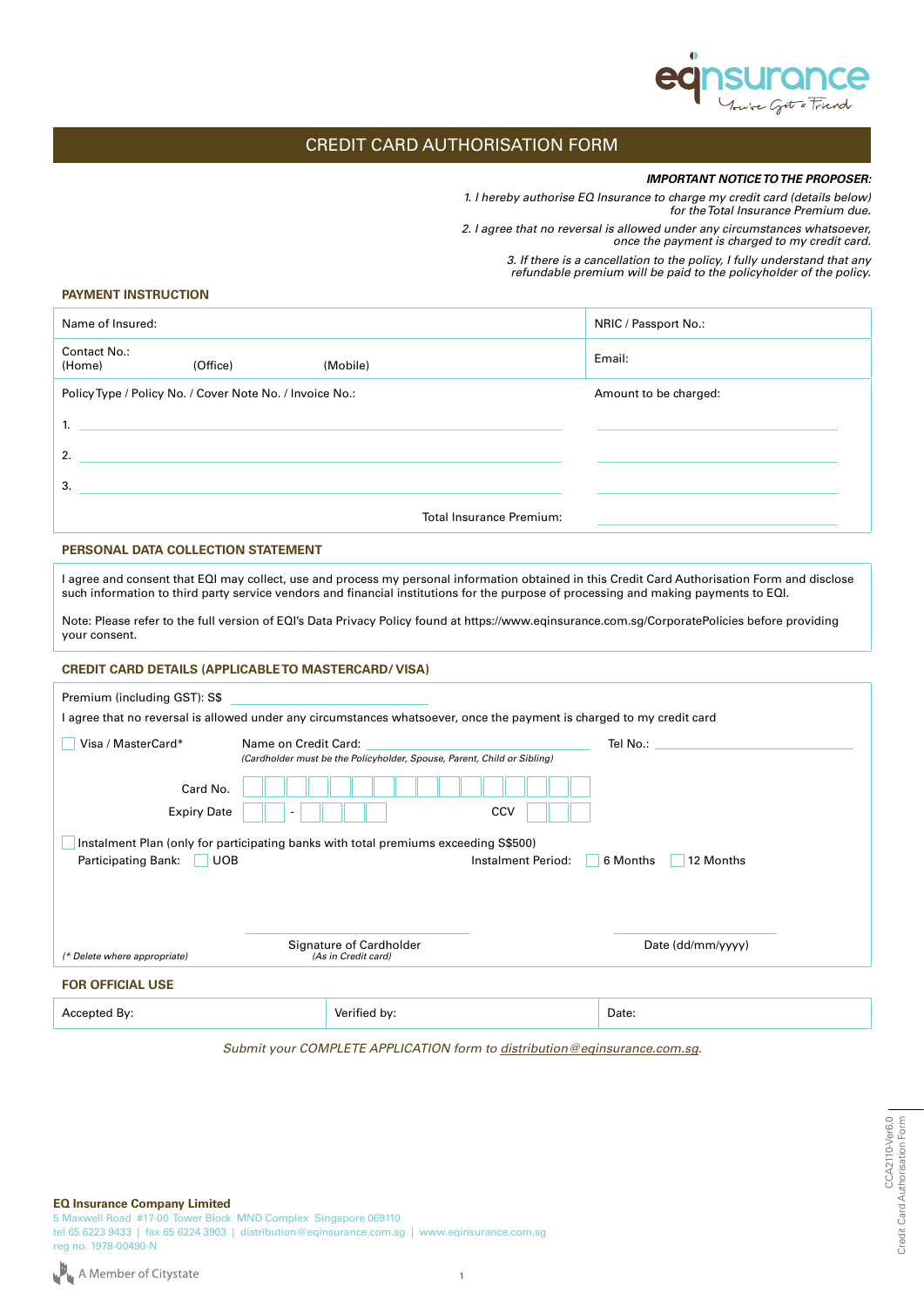# CREDIT CARD AUTHORISATION FORM

***IMPORTANT NOTICE TO THE PROPOSER:***

*1. I hereby authorise EQ Insurance to charge my credit card (details below) for the Total Insurance Premium due.*

*2. I agree that no reversal is allowed under any circumstances whatsoever, once the payment is charged to my credit card.*

*3. If there is a cancellation to the policy, I fully understand that any refundable premium will be paid to the policyholder of the policy.*

## PAYMENT INSTRUCTION

| | |
|---|---|
| Name of Insured: | NRIC / Passport No.: |
| Contact No.: (Home) (Office) (Mobile) | Email: |
| Policy Type / Policy No. / Cover Note No. / Invoice No.: | Amount to be charged: |
| 1. | |
| 2. | |
| 3. | |
| Total Insurance Premium: | |

## PERSONAL DATA COLLECTION STATEMENT

I agree and consent that EQI may collect, use and process my personal information obtained in this Credit Card Authorisation Form and disclose such information to third party service vendors and financial institutions for the purpose of processing and making payments to EQI.

Note: Please refer to the full version of EQI's Data Privacy Policy found at https://www.eqinsurance.com.sg/CorporatePolicies before providing your consent.

## CREDIT CARD DETAILS (APPLICABLE TO MASTERCARD/ VISA)

Premium (including GST): S$ ____________

I agree that no reversal is allowed under any circumstances whatsoever, once the payment is charged to my credit card

☐ Visa / MasterCard*    Name on Credit Card: ____________    Tel No.: ____________

*(Cardholder must be the Policyholder, Spouse, Parent, Child or Sibling)*

Card No. ☐☐☐☐☐☐☐☐☐☐☐☐☐☐☐☐

Expiry Date ☐☐ - ☐☐☐☐    CCV ☐☐☐

☐ Instalment Plan (only for participating banks with total premiums exceeding S$500)

Participating Bank: ☐ UOB    Instalment Period: ☐ 6 Months ☐ 12 Months

Signature of Cardholder
*(As in Credit card)*

Date (dd/mm/yyyy)

*(* Delete where appropriate)*

## FOR OFFICIAL USE

| | | |
|---|---|---|
| Accepted By: | Verified by: | Date: |

*Submit your COMPLETE APPLICATION form to distribution@eqinsurance.com.sg.*

**EQ Insurance Company Limited**
5 Maxwell Road #17-00 Tower Block MND Complex Singapore 069110
tel 65 6223 9433 | fax 65 6224 3903 | distribution@eqinsurance.com.sg | www.eqinsurance.com.sg
reg no. 1978-00490-N

A Member of Citystate

CCA2110-Ver6.0
Credit Card Authorisation Form